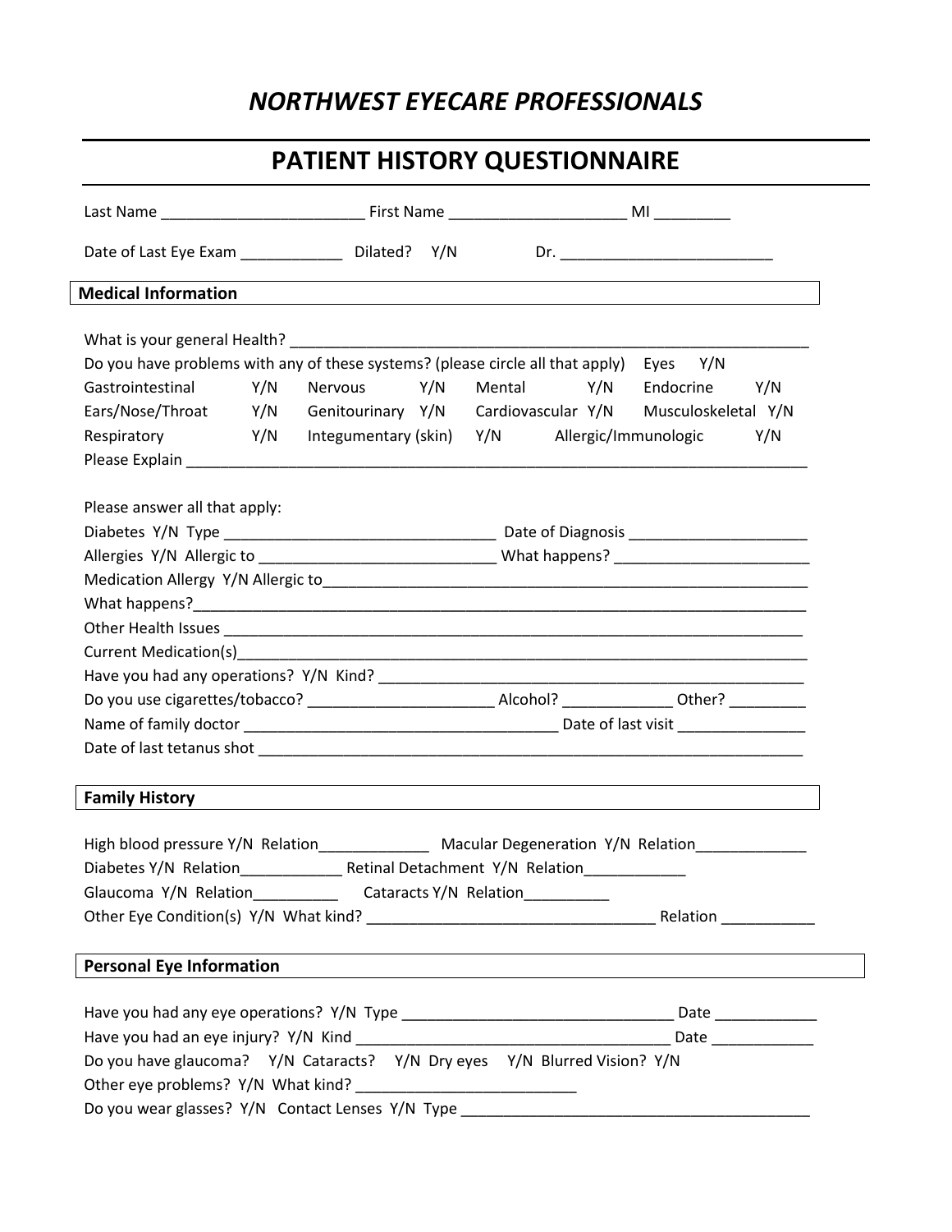# *NORTHWEST EYECARE PROFESSIONALS*

## PATIENT HISTORY QUESTIONNAIRE

Last Name ________________________ First Name ____________________ MI _________

Date of Last Eye Exam ____________ Dilated? Y/N Dr. ________________________

### Medical Information

What is your general Health? ______________________________________________________________

Do you have problems with any of these systems? (please circle all that apply) Eyes Y/N

| | | | | | | | |
|---|---|---|---|---|---|---|---|
| Gastrointestinal | Y/N | Nervous | Y/N | Mental | Y/N | Endocrine | Y/N |
| Ears/Nose/Throat | Y/N | Genitourinary | Y/N | Cardiovascular | Y/N | Musculoskeletal | Y/N |
| Respiratory | Y/N | Integumentary (skin) | Y/N | Allergic/Immunologic | Y/N | | |

Please Explain ______________________________________________________________________________

Please answer all that apply:

Diabetes Y/N Type ________________________________ Date of Diagnosis _____________________

Allergies Y/N Allergic to ____________________________ What happens? _______________________

Medication Allergy Y/N Allergic to____________________________________________________________

What happens?_______________________________________________________________________________

Other Health Issues _________________________________________________________________________

Current Medication(s)________________________________________________________________________

Have you had any operations? Y/N Kind? ____________________________________________________

Do you use cigarettes/tobacco? ______________________ Alcohol? _____________ Other? _________

Name of family doctor _____________________________________ Date of last visit _______________

Date of last tetanus shot ____________________________________________________________________

### Family History

High blood pressure Y/N Relation_____________ Macular Degeneration Y/N Relation_____________

Diabetes Y/N Relation____________ Retinal Detachment Y/N Relation____________

Glaucoma Y/N Relation__________ Cataracts Y/N Relation__________

Other Eye Condition(s) Y/N What kind? __________________________________ Relation ___________

### Personal Eye Information

Have you had any eye operations? Y/N Type ________________________________ Date ____________

Have you had an eye injury? Y/N Kind _____________________________________ Date ____________

Do you have glaucoma? Y/N Cataracts? Y/N Dry eyes Y/N Blurred Vision? Y/N

Other eye problems? Y/N What kind? __________________________

Do you wear glasses? Y/N Contact Lenses Y/N Type __________________________________________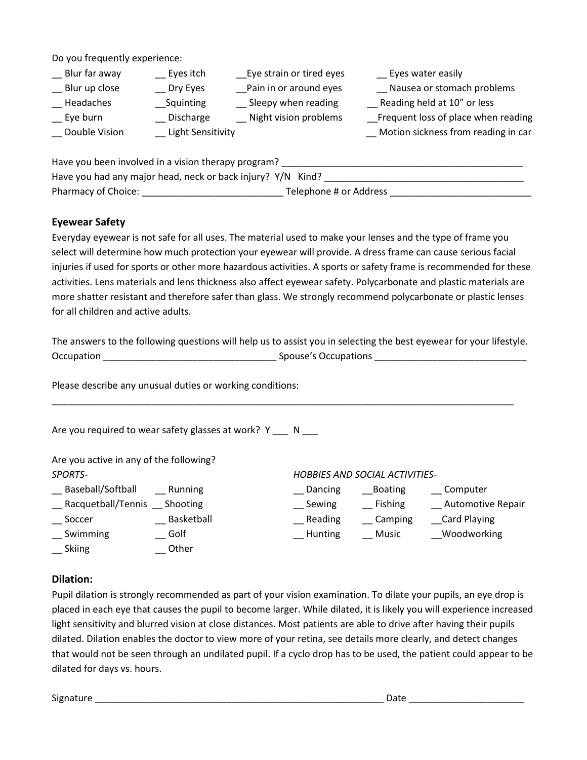Do you frequently experience:

| | | | |
|---|---|---|---|
| __ Blur far away | __ Eyes itch | __Eye strain or tired eyes | __ Eyes water easily |
| __ Blur up close | __ Dry Eyes | __Pain in or around eyes | __ Nausea or stomach problems |
| __ Headaches | __Squinting | __ Sleepy when reading | __ Reading held at 10" or less |
| __ Eye burn | __ Discharge | __ Night vision problems | __Frequent loss of place when reading |
| __ Double Vision | __ Light Sensitivity | | __ Motion sickness from reading in car |

Have you been involved in a vision therapy program? _______________________________________________

Have you had any major head, neck or back injury? Y/N Kind? ______________________________________

Pharmacy of Choice: ___________________________ Telephone # or Address ___________________________

## Eyewear Safety

Everyday eyewear is not safe for all uses. The material used to make your lenses and the type of frame you select will determine how much protection your eyewear will provide. A dress frame can cause serious facial injuries if used for sports or other more hazardous activities. A sports or safety frame is recommended for these activities. Lens materials and lens thickness also affect eyewear safety. Polycarbonate and plastic materials are more shatter resistant and therefore safer than glass. We strongly recommend polycarbonate or plastic lenses for all children and active adults.

The answers to the following questions will help us to assist you in selecting the best eyewear for your lifestyle.

Occupation _________________________________ Spouse's Occupations _____________________________

Please describe any unusual duties or working conditions:

_____________________________________________________________________________________________

Are you required to wear safety glasses at work? Y ___ N ___

Are you active in any of the following?

*SPORTS-*

| | |
|---|---|
| __ Baseball/Softball | __ Running |
| __ Racquetball/Tennis | __ Shooting |
| __ Soccer | __ Basketball |
| __ Swimming | __ Golf |
| __ Skiing | __ Other |

*HOBBIES AND SOCIAL ACTIVITIES-*

| | | |
|---|---|---|
| __ Dancing | __Boating | __ Computer |
| __ Sewing | __ Fishing | __ Automotive Repair |
| __ Reading | __ Camping | __Card Playing |
| __ Hunting | __ Music | __Woodworking |

## Dilation:

Pupil dilation is strongly recommended as part of your vision examination. To dilate your pupils, an eye drop is placed in each eye that causes the pupil to become larger. While dilated, it is likely you will experience increased light sensitivity and blurred vision at close distances. Most patients are able to drive after having their pupils dilated. Dilation enables the doctor to view more of your retina, see details more clearly, and detect changes that would not be seen through an undilated pupil. If a cyclo drop has to be used, the patient could appear to be dilated for days vs. hours.

Signature _________________________________________________________ Date ______________________